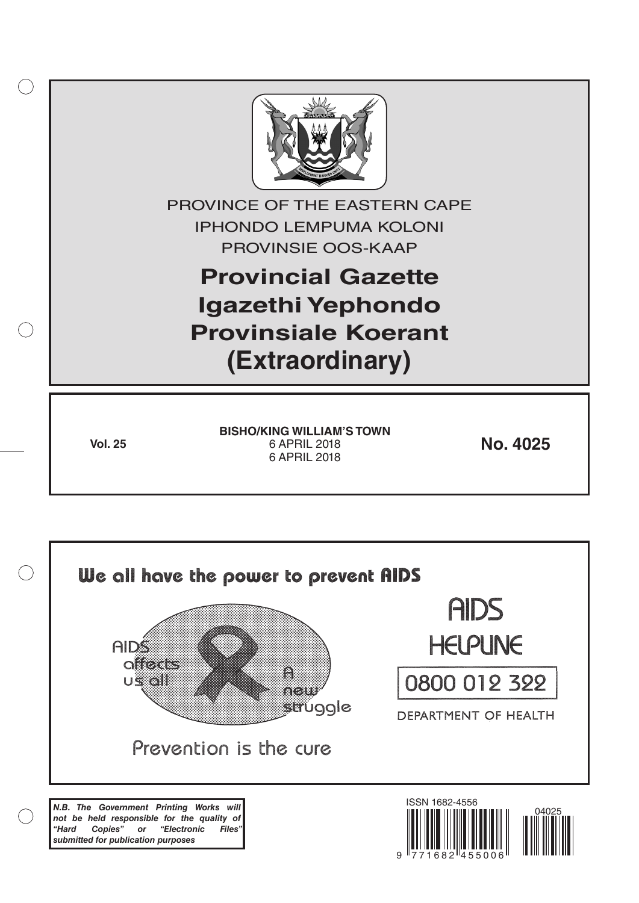PROVINCE OF THE EASTERN CAPE

IPHONDO LEMPUMA KOLONI

PROVINSIE OOS-KAAP

# Provincial Gazette
# Igazethi Yephondo
# Provinsiale Koerant
# (Extraordinary)

**Vol. 25**

**BISHO/KING WILLIAM'S TOWN**
6 APRIL 2018
6 APRIL 2018

**No. 4025**

We all have the power to prevent AIDS

AIDS affects us all

A new struggle

Prevention is the cure

AIDS HELPLINE

0800 012 322

DEPARTMENT OF HEALTH

***N.B. The Government Printing Works will not be held responsible for the quality of "Hard Copies" or "Electronic Files" submitted for publication purposes***

ISSN 1682-4556

9 771682 455006

04025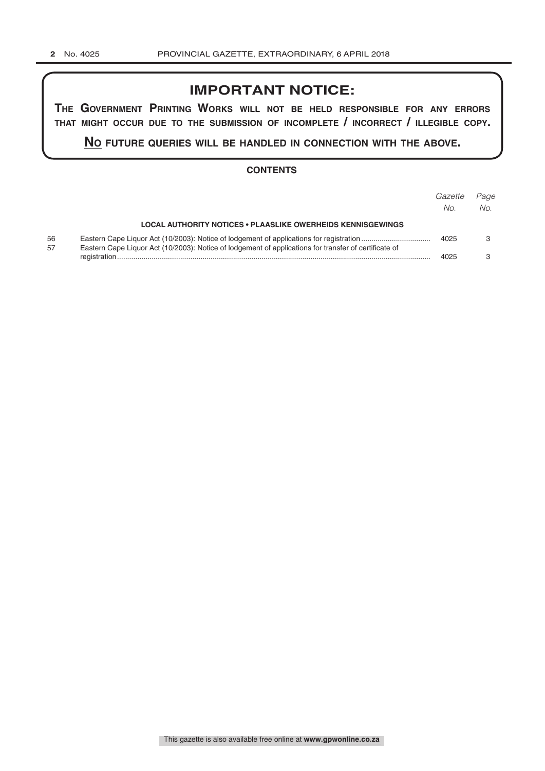## IMPORTANT NOTICE:

**THE GOVERNMENT PRINTING WORKS WILL NOT BE HELD RESPONSIBLE FOR ANY ERRORS THAT MIGHT OCCUR DUE TO THE SUBMISSION OF INCOMPLETE / INCORRECT / ILLEGIBLE COPY.**

**NO FUTURE QUERIES WILL BE HANDLED IN CONNECTION WITH THE ABOVE.**

### CONTENTS

| | | *Gazette No.* | *Page No.* |
|---|---|---|---|
| | **LOCAL AUTHORITY NOTICES • PLAASLIKE OWERHEIDS KENNISGEWINGS** | | |
| 56 | Eastern Cape Liquor Act (10/2003): Notice of lodgement of applications for registration | 4025 | 3 |
| 57 | Eastern Cape Liquor Act (10/2003): Notice of lodgement of applications for transfer of certificate of registration | 4025 | 3 |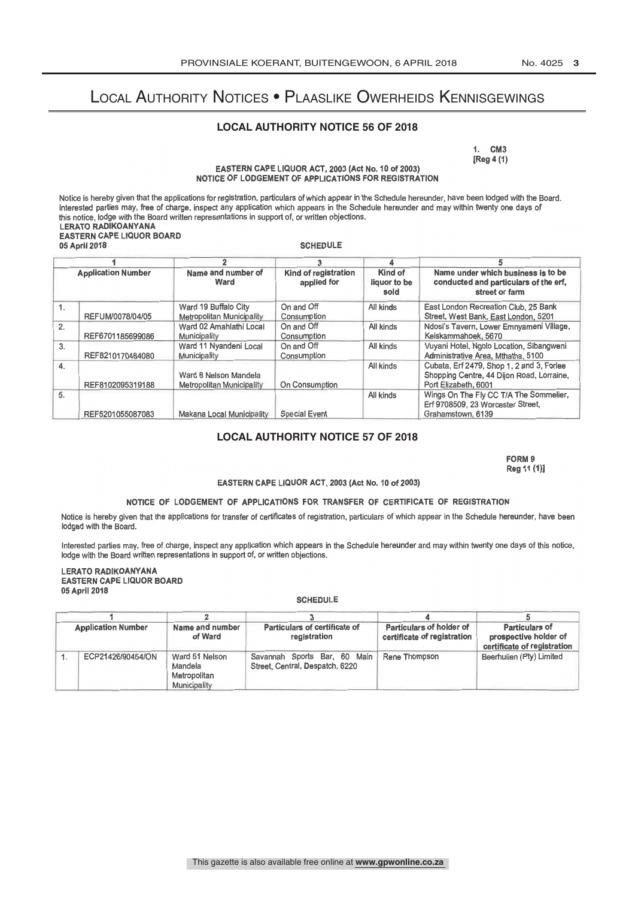# Local Authority Notices • Plaaslike Owerheids Kennisgewings

## LOCAL AUTHORITY NOTICE 56 OF 2018

1. CM3
[Reg 4 (1)

EASTERN CAPE LIQUOR ACT, 2003 (Act No. 10 of 2003)
NOTICE OF LODGEMENT OF APPLICATIONS FOR REGISTRATION

Notice is hereby given that the applications for registration, particulars of which appear in the Schedule hereunder, have been lodged with the Board. Interested parties may, free of charge, inspect any application which appears in the Schedule hereunder and may within twenty one days of this notice, lodge with the Board written representations in support of, or written objections.

**LERATO RADIKOANYANA**
**EASTERN CAPE LIQUOR BOARD**
**05 April 2018**

SCHEDULE

| 1 | | 2 | 3 | 4 | 5 |
|---|---|---|---|---|---|
| **Application Number** | | **Name and number of Ward** | **Kind of registration applied for** | **Kind of liquor to be sold** | **Name under which business is to be conducted and particulars of the erf, street or farm** |
| 1. | REFUM/0078/04/05 | Ward 19 Buffalo City Metropolitan Municipality | On and Off Consumption | All kinds | East London Recreation Club, 25 Bank Street, West Bank, East London, 5201 |
| 2. | REF6701185699086 | Ward 02 Amahlathi Local Municipality | On and Off Consumption | All kinds | Ndosi's Tavern, Lower Emnyameni Village, Keiskammahoek, 5670 |
| 3. | REF8210170484080 | Ward 11 Nyandeni Local Municipality | On and Off Consumption | All kinds | Vuyani Hotel, Ngolo Location, Sibangweni Administrative Area, Mthatha, 5100 |
| 4. | REF8102095319188 | Ward 8 Nelson Mandela Metropolitan Municipality | On Consumption | All kinds | Cubata, Erf 2479, Shop 1, 2 and 3, Forlee Shopping Centre, 44 Dijon Road, Lorraine, Port Elizabeth, 6001 |
| 5. | REF5201055087083 | Makana Local Municipality | Special Event | All kinds | Wings On The Fly CC T/A The Sommelier, Erf 9708509, 23 Worcester Street, Grahamstown, 6139 |

## LOCAL AUTHORITY NOTICE 57 OF 2018

FORM 9
Reg 11 (1)]

EASTERN CAPE LIQUOR ACT, 2003 (Act No. 10 of 2003)

NOTICE OF LODGEMENT OF APPLICATIONS FOR TRANSFER OF CERTIFICATE OF REGISTRATION

Notice is hereby given that the applications for transfer of certificates of registration, particulars of which appear in the Schedule hereunder, have been lodged with the Board.

Interested parties may, free of charge, inspect any application which appears in the Schedule hereunder and may within twenty one days of this notice, lodge with the Board written representations in support of, or written objections.

**LERATO RADIKOANYANA**
**EASTERN CAPE LIQUOR BOARD**
**05 April 2018**

SCHEDULE

| 1 | | 2 | 3 | 4 | 5 |
|---|---|---|---|---|---|
| **Application Number** | | **Name and number of Ward** | **Particulars of certificate of registration** | **Particulars of holder of certificate of registration** | **Particulars of prospective holder of certificate of registration** |
| 1. | ECP21426/90454/ON | Ward 51 Nelson Mandela Metropolitan Municipality | Savannah Sports Bar, 60 Main Street, Central, Despatch, 6220 | Rene Thompson | Beerhuiien (Pty) Limited |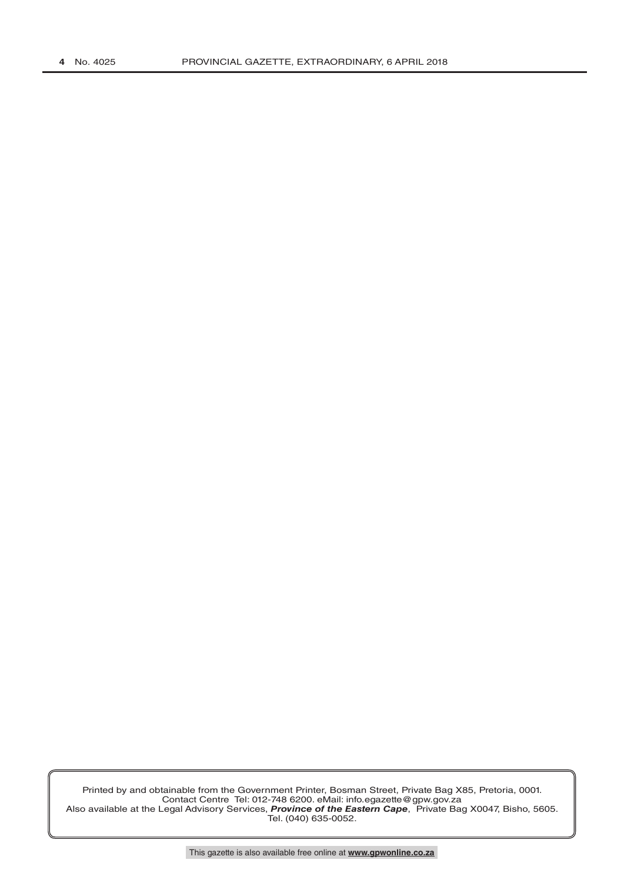Printed by and obtainable from the Government Printer, Bosman Street, Private Bag X85, Pretoria, 0001.
Contact Centre Tel: 012-748 6200. eMail: info.egazette@gpw.gov.za
Also available at the Legal Advisory Services, ***Province of the Eastern Cape***, Private Bag X0047, Bisho, 5605.
Tel. (040) 635-0052.